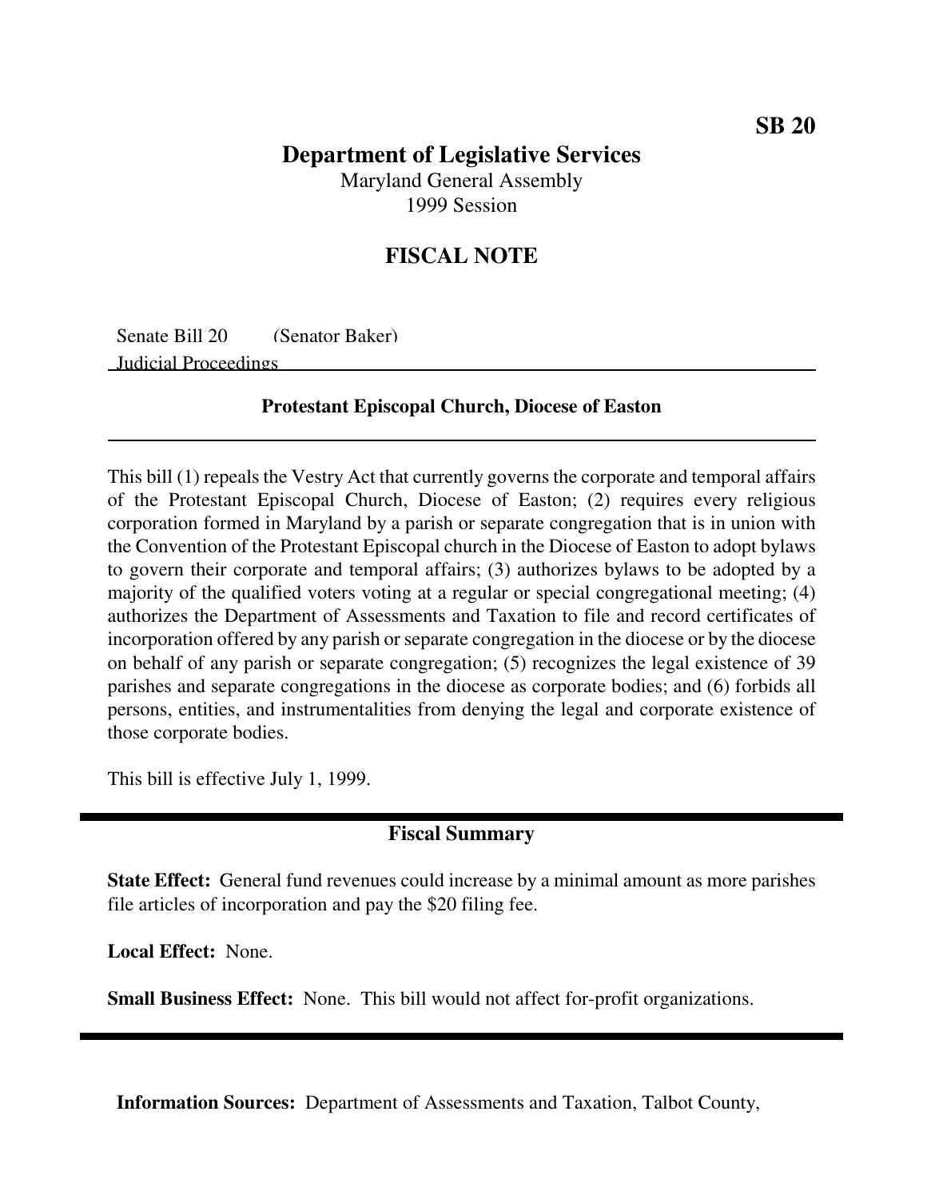**SB 20**

# Department of Legislative Services

Maryland General Assembly
1999 Session

## FISCAL NOTE

Senate Bill 20 (Senator Baker)
Judicial Proceedings

### Protestant Episcopal Church, Diocese of Easton

This bill (1) repeals the Vestry Act that currently governs the corporate and temporal affairs of the Protestant Episcopal Church, Diocese of Easton; (2) requires every religious corporation formed in Maryland by a parish or separate congregation that is in union with the Convention of the Protestant Episcopal church in the Diocese of Easton to adopt bylaws to govern their corporate and temporal affairs; (3) authorizes bylaws to be adopted by a majority of the qualified voters voting at a regular or special congregational meeting; (4) authorizes the Department of Assessments and Taxation to file and record certificates of incorporation offered by any parish or separate congregation in the diocese or by the diocese on behalf of any parish or separate congregation; (5) recognizes the legal existence of 39 parishes and separate congregations in the diocese as corporate bodies; and (6) forbids all persons, entities, and instrumentalities from denying the legal and corporate existence of those corporate bodies.

This bill is effective July 1, 1999.

### Fiscal Summary

**State Effect:** General fund revenues could increase by a minimal amount as more parishes file articles of incorporation and pay the $20 filing fee.

**Local Effect:** None.

**Small Business Effect:** None. This bill would not affect for-profit organizations.

**Information Sources:** Department of Assessments and Taxation, Talbot County,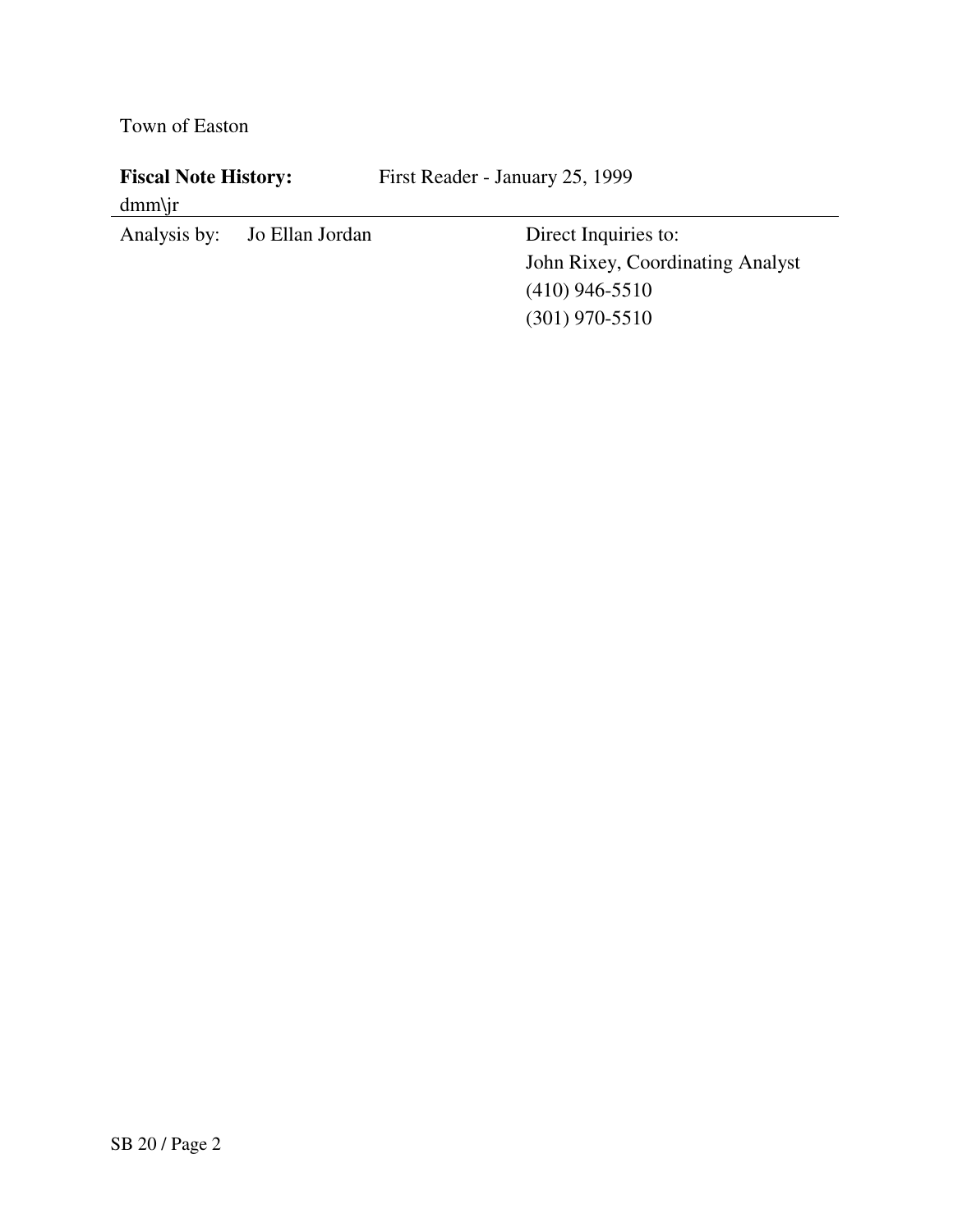Town of Easton

**Fiscal Note History:** First Reader - January 25, 1999

dmm\jr

---

Analysis by: Jo Ellan Jordan

Direct Inquiries to:
John Rixey, Coordinating Analyst
(410) 946-5510
(301) 970-5510